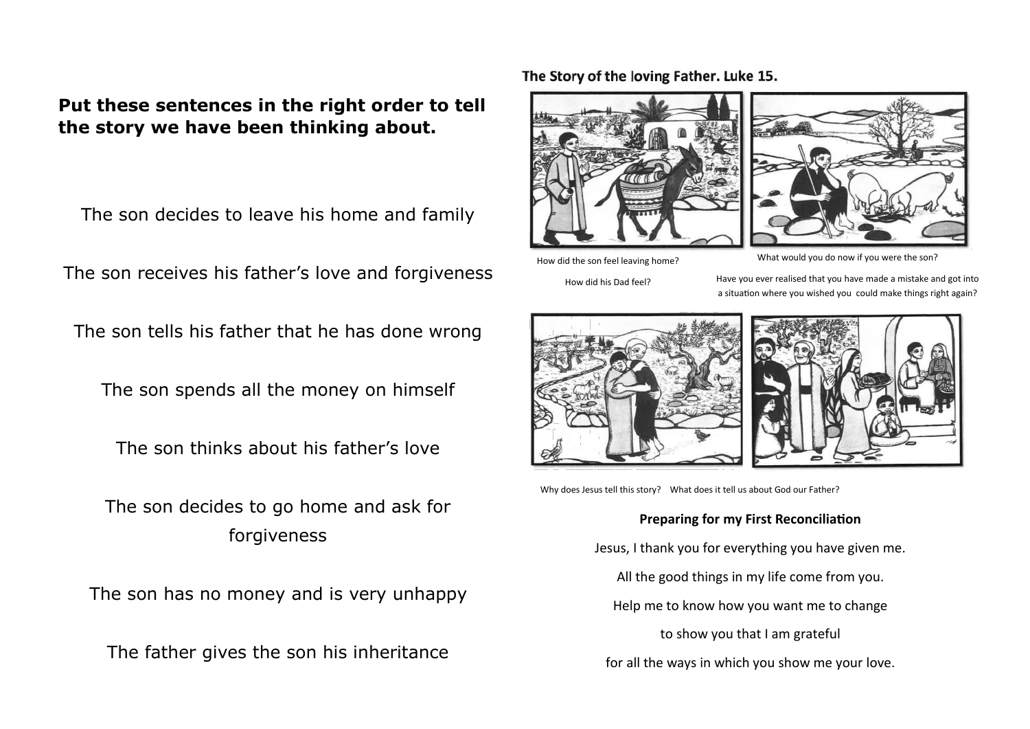**Put these sentences in the right order to tell the story we have been thinking about.**

The son decides to leave his home and family

The son receives his father's love and forgiveness

The son tells his father that he has done wrong

The son spends all the money on himself

The son thinks about his father's love

The son decides to go home and ask for forgiveness

The son has no money and is very unhappy

The father gives the son his inheritance

**The Story of the loving Father. Luke 15.**

How did the son feel leaving home?

How did his Dad feel?

What would you do now if you were the son?

Have you ever realised that you have made a mistake and got into a situation where you wished you could make things right again?

Why does Jesus tell this story? What does it tell us about God our Father?

**Preparing for my First Reconciliation**

Jesus, I thank you for everything you have given me.

All the good things in my life come from you.

Help me to know how you want me to change

to show you that I am grateful

for all the ways in which you show me your love.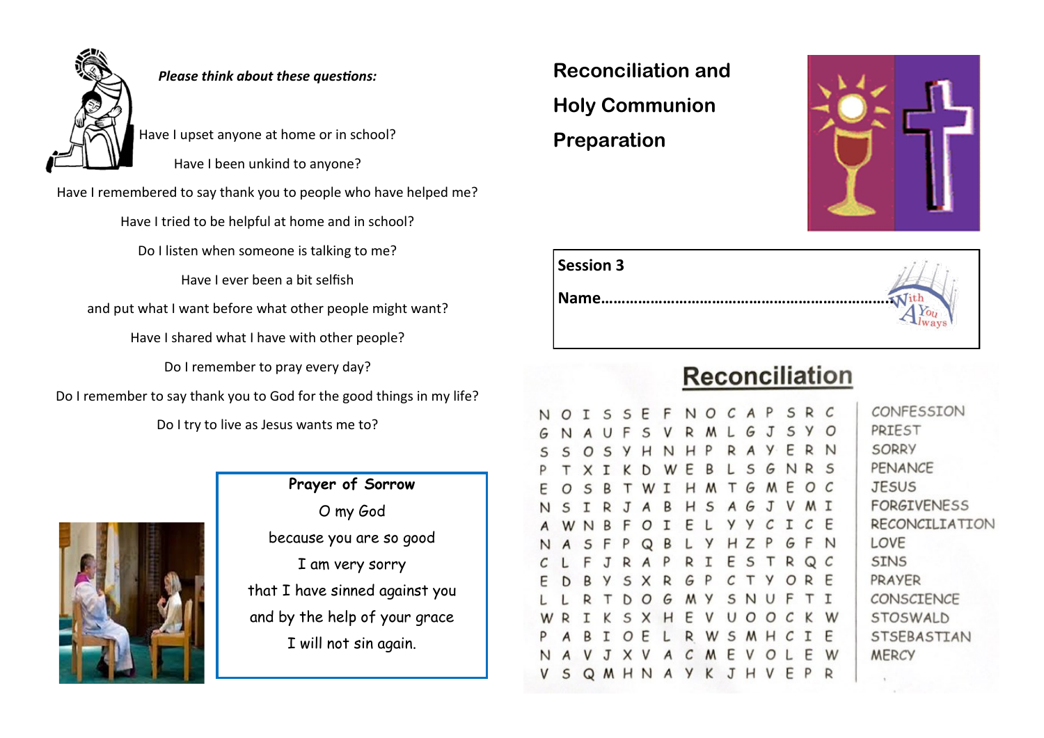*Please think about these questions:*

Have I upset anyone at home or in school?

Have I been unkind to anyone?

Have I remembered to say thank you to people who have helped me?

Have I tried to be helpful at home and in school?

Do I listen when someone is talking to me?

Have I ever been a bit selfish

and put what I want before what other people might want?

Have I shared what I have with other people?

Do I remember to pray every day?

Do I remember to say thank you to God for the good things in my life?

Do I try to live as Jesus wants me to?

**Prayer of Sorrow**

O my God

because you are so good

I am very sorry

that I have sinned against you

and by the help of your grace

I will not sin again.

# Reconciliation and Holy Communion Preparation

**Session 3**

**Name……………………………………………………………………**

With You Always

## Reconciliation

```
N O I S S E F N O C A P S R C
G N A U F S V R M L G J S Y O
S S O S Y H N H P R A Y E R N
P T X I K D W E B L S G N R S
E O S B T W I H M T G M E O C
N S I R J A B H S A G J V M I
A W N B F O I E L Y Y C I C E
N A S F P Q B L Y H Z P G F N
C L F J R A P R I E S T R Q C
E D B Y S X R G P C T Y O R E
L L R T D O G M Y S N U F T I
W R I K S X H E V U O O C K W
P A B I O E L R W S M H C I E
N A V J X V A C M E V O L E W
V S Q M H N A Y K J H V E P R
```

CONFESSION
PRIEST
SORRY
PENANCE
JESUS
FORGIVENESS
RECONCILIATION
LOVE
SINS
PRAYER
CONSCIENCE
STOSWALD
STSEBASTIAN
MERCY